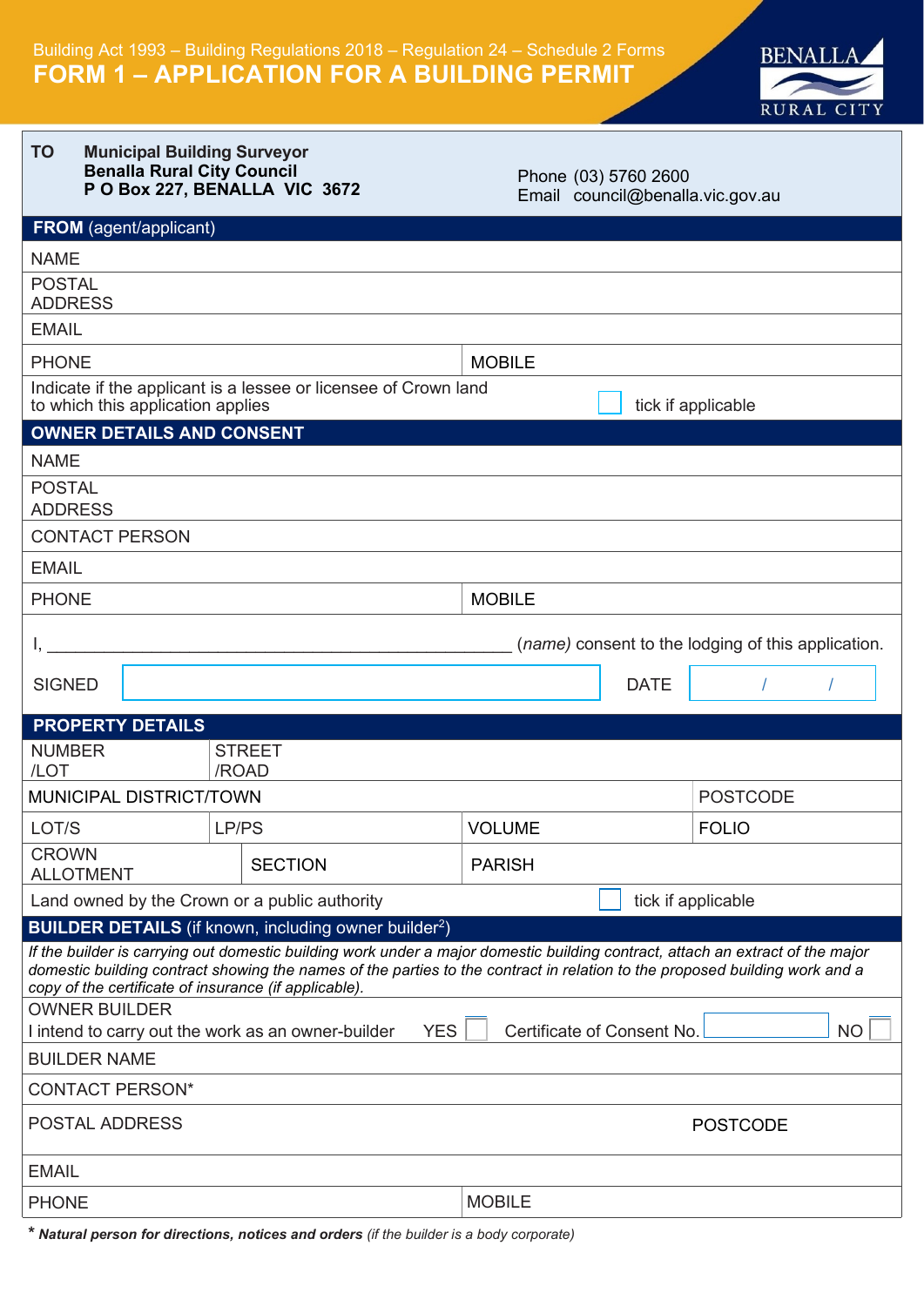Building Act 1993 – Building Regulations 2018 – Regulation 24 – Schedule 2 Forms

# FORM 1 – APPLICATION FOR A BUILDING PERMIT

BENALLA RURAL CITY

| TO | **Municipal Building Surveyor**<br>**Benalla Rural City Council**<br>**P O Box 227, BENALLA VIC 3672** | Phone (03) 5760 2600<br>Email council@benalla.vic.gov.au |
|---|---|---|

## FROM (agent/applicant)

| | |
|---|---|
| NAME | |
| POSTAL ADDRESS | |
| EMAIL | |
| PHONE | MOBILE |
| Indicate if the applicant is a lessee or licensee of Crown land to which this application applies | ☐ tick if applicable |

## OWNER DETAILS AND CONSENT

| | |
|---|---|
| NAME | |
| POSTAL ADDRESS | |
| CONTACT PERSON | |
| EMAIL | |
| PHONE | MOBILE |

I, ______________________________________________ (*name*) consent to the lodging of this application.

SIGNED ____________________ DATE &nbsp;&nbsp;&nbsp; / &nbsp;&nbsp;&nbsp; /

## PROPERTY DETAILS

| | | | |
|---|---|---|---|
| NUMBER /LOT | STREET /ROAD | | |
| MUNICIPAL DISTRICT/TOWN | | | POSTCODE |
| LOT/S | LP/PS | VOLUME | FOLIO |
| CROWN ALLOTMENT | SECTION | PARISH | |
| Land owned by the Crown or a public authority | | ☐ tick if applicable | |

## BUILDER DETAILS (if known, including owner builder[2])

*If the builder is carrying out domestic building work under a major domestic building contract, attach an extract of the major domestic building contract showing the names of the parties to the contract in relation to the proposed building work and a copy of the certificate of insurance (if applicable).*

OWNER BUILDER

I intend to carry out the work as an owner-builder YES ☐ Certificate of Consent No. __________ NO ☐

| | |
|---|---|
| BUILDER NAME | |
| CONTACT PERSON* | |
| POSTAL ADDRESS | POSTCODE |
| EMAIL | |
| PHONE | MOBILE |

\* ***Natural person for directions, notices and orders*** *(if the builder is a body corporate)*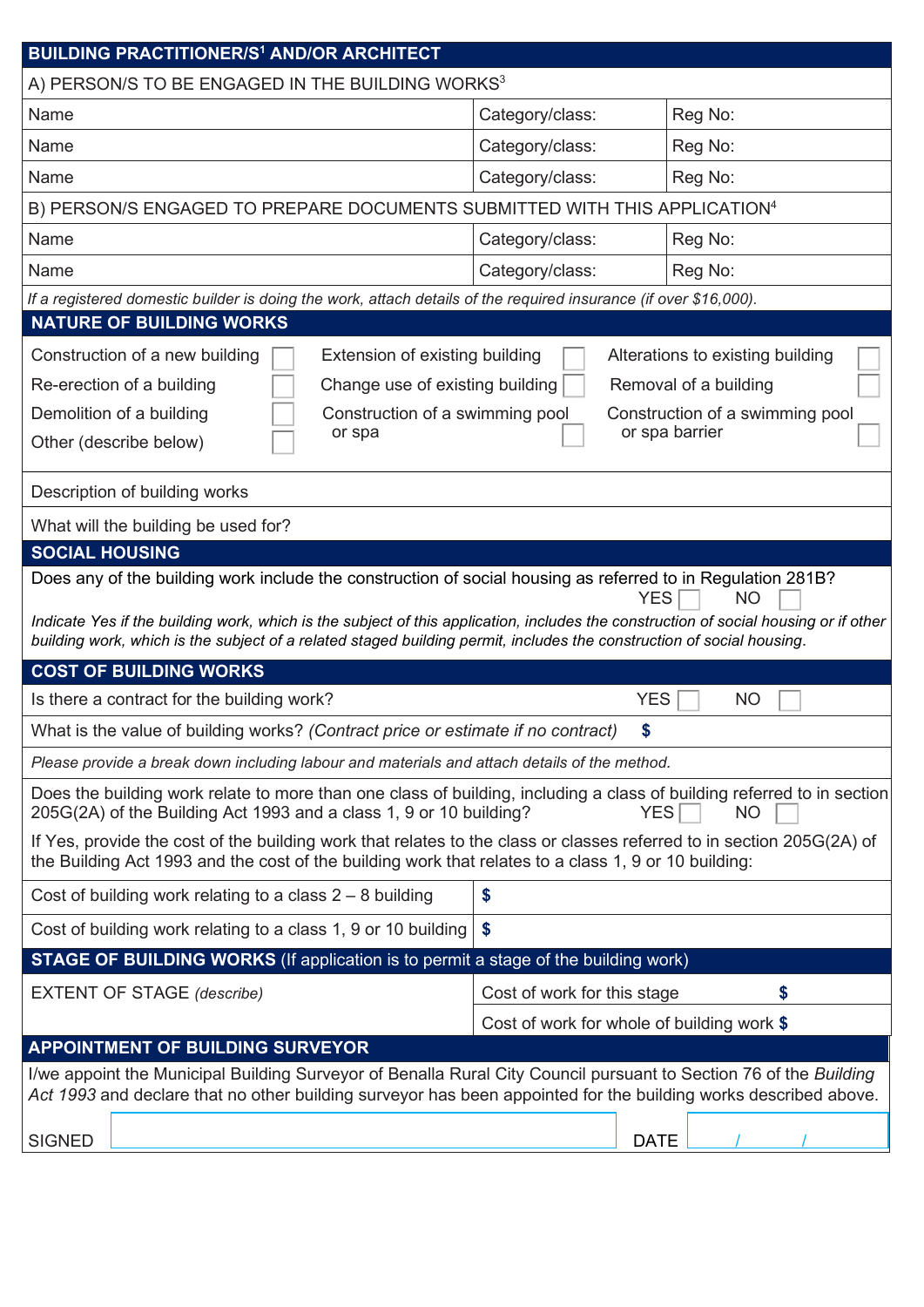## BUILDING PRACTITIONER/S[1] AND/OR ARCHITECT

| A) PERSON/S TO BE ENGAGED IN THE BUILDING WORKS[3] | | |
|---|---|---|
| Name | Category/class: | Reg No: |
| Name | Category/class: | Reg No: |
| Name | Category/class: | Reg No: |

| B) PERSON/S ENGAGED TO PREPARE DOCUMENTS SUBMITTED WITH THIS APPLICATION[4] | | |
|---|---|---|
| Name | Category/class: | Reg No: |
| Name | Category/class: | Reg No: |

*If a registered domestic builder is doing the work, attach details of the required insurance (if over $16,000).*

## NATURE OF BUILDING WORKS

| | | |
|---|---|---|
| Construction of a new building ☐ | Extension of existing building ☐ | Alterations to existing building ☐ |
| Re-erection of a building ☐ | Change use of existing building ☐ | Removal of a building ☐ |
| Demolition of a building ☐ | Construction of a swimming pool or spa ☐ | Construction of a swimming pool or spa barrier ☐ |
| Other (describe below) ☐ | | |

Description of building works

What will the building be used for?

## SOCIAL HOUSING

Does any of the building work include the construction of social housing as referred to in Regulation 281B? YES ☐ NO ☐

*Indicate Yes if the building work, which is the subject of this application, includes the construction of social housing or if other building work, which is the subject of a related staged building permit, includes the construction of social housing.*

## COST OF BUILDING WORKS

Is there a contract for the building work? YES ☐ NO ☐

What is the value of building works? *(Contract price or estimate if no contract)* **$**

*Please provide a break down including labour and materials and attach details of the method.*

Does the building work relate to more than one class of building, including a class of building referred to in section 205G(2A) of the Building Act 1993 and a class 1, 9 or 10 building? YES ☐ NO ☐

If Yes, provide the cost of the building work that relates to the class or classes referred to in section 205G(2A) of the Building Act 1993 and the cost of the building work that relates to a class 1, 9 or 10 building:

| | |
|---|---|
| Cost of building work relating to a class 2 – 8 building | **$** |
| Cost of building work relating to a class 1, 9 or 10 building | **$** |

## STAGE OF BUILDING WORKS (If application is to permit a stage of the building work)

| | |
|---|---|
| EXTENT OF STAGE *(describe)* | Cost of work for this stage **$** |
| | Cost of work for whole of building work **$** |

## APPOINTMENT OF BUILDING SURVEYOR

I/we appoint the Municipal Building Surveyor of Benalla Rural City Council pursuant to Section 76 of the *Building Act 1993* and declare that no other building surveyor has been appointed for the building works described above.

SIGNED ____________________ DATE &nbsp;&nbsp; / &nbsp;&nbsp; /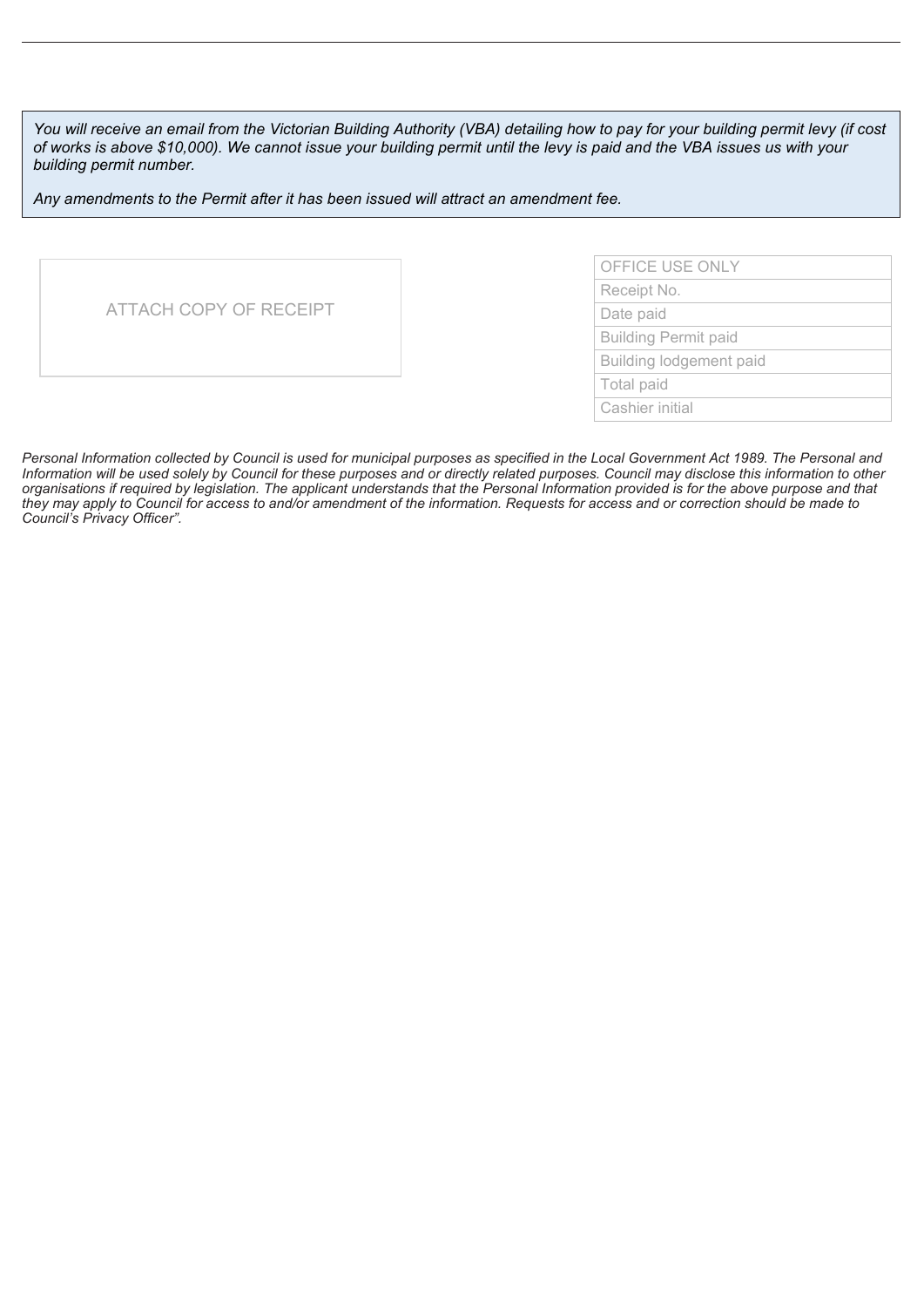*You will receive an email from the Victorian Building Authority (VBA) detailing how to pay for your building permit levy (if cost of works is above $10,000). We cannot issue your building permit until the levy is paid and the VBA issues us with your building permit number.*

*Any amendments to the Permit after it has been issued will attract an amendment fee.*

ATTACH COPY OF RECEIPT

| OFFICE USE ONLY |
|---|
| Receipt No. |
| Date paid |
| Building Permit paid |
| Building lodgement paid |
| Total paid |
| Cashier initial |

*Personal Information collected by Council is used for municipal purposes as specified in the Local Government Act 1989. The Personal and Information will be used solely by Council for these purposes and or directly related purposes. Council may disclose this information to other organisations if required by legislation. The applicant understands that the Personal Information provided is for the above purpose and that they may apply to Council for access to and/or amendment of the information. Requests for access and or correction should be made to Council's Privacy Officer".*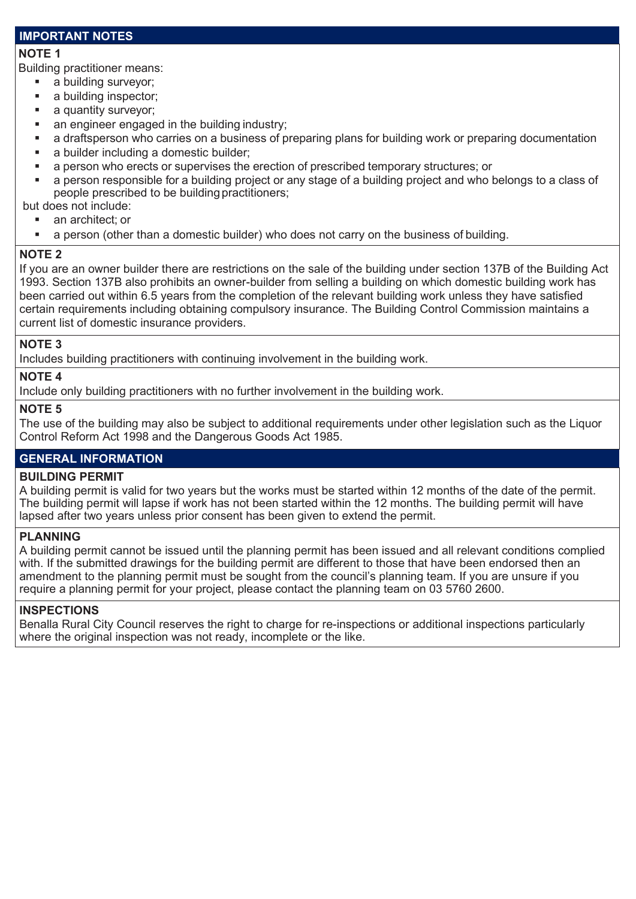## IMPORTANT NOTES

### NOTE 1

Building practitioner means:

- a building surveyor;
- a building inspector;
- a quantity surveyor;
- an engineer engaged in the building industry;
- a draftsperson who carries on a business of preparing plans for building work or preparing documentation
- a builder including a domestic builder;
- a person who erects or supervises the erection of prescribed temporary structures; or
- a person responsible for a building project or any stage of a building project and who belongs to a class of people prescribed to be building practitioners;

but does not include:

- an architect; or
- a person (other than a domestic builder) who does not carry on the business of building.

### NOTE 2

If you are an owner builder there are restrictions on the sale of the building under section 137B of the Building Act 1993. Section 137B also prohibits an owner-builder from selling a building on which domestic building work has been carried out within 6.5 years from the completion of the relevant building work unless they have satisfied certain requirements including obtaining compulsory insurance. The Building Control Commission maintains a current list of domestic insurance providers.

### NOTE 3

Includes building practitioners with continuing involvement in the building work.

### NOTE 4

Include only building practitioners with no further involvement in the building work.

### NOTE 5

The use of the building may also be subject to additional requirements under other legislation such as the Liquor Control Reform Act 1998 and the Dangerous Goods Act 1985.

## GENERAL INFORMATION

### BUILDING PERMIT

A building permit is valid for two years but the works must be started within 12 months of the date of the permit. The building permit will lapse if work has not been started within the 12 months. The building permit will have lapsed after two years unless prior consent has been given to extend the permit.

### PLANNING

A building permit cannot be issued until the planning permit has been issued and all relevant conditions complied with. If the submitted drawings for the building permit are different to those that have been endorsed then an amendment to the planning permit must be sought from the council's planning team. If you are unsure if you require a planning permit for your project, please contact the planning team on 03 5760 2600.

### INSPECTIONS

Benalla Rural City Council reserves the right to charge for re-inspections or additional inspections particularly where the original inspection was not ready, incomplete or the like.